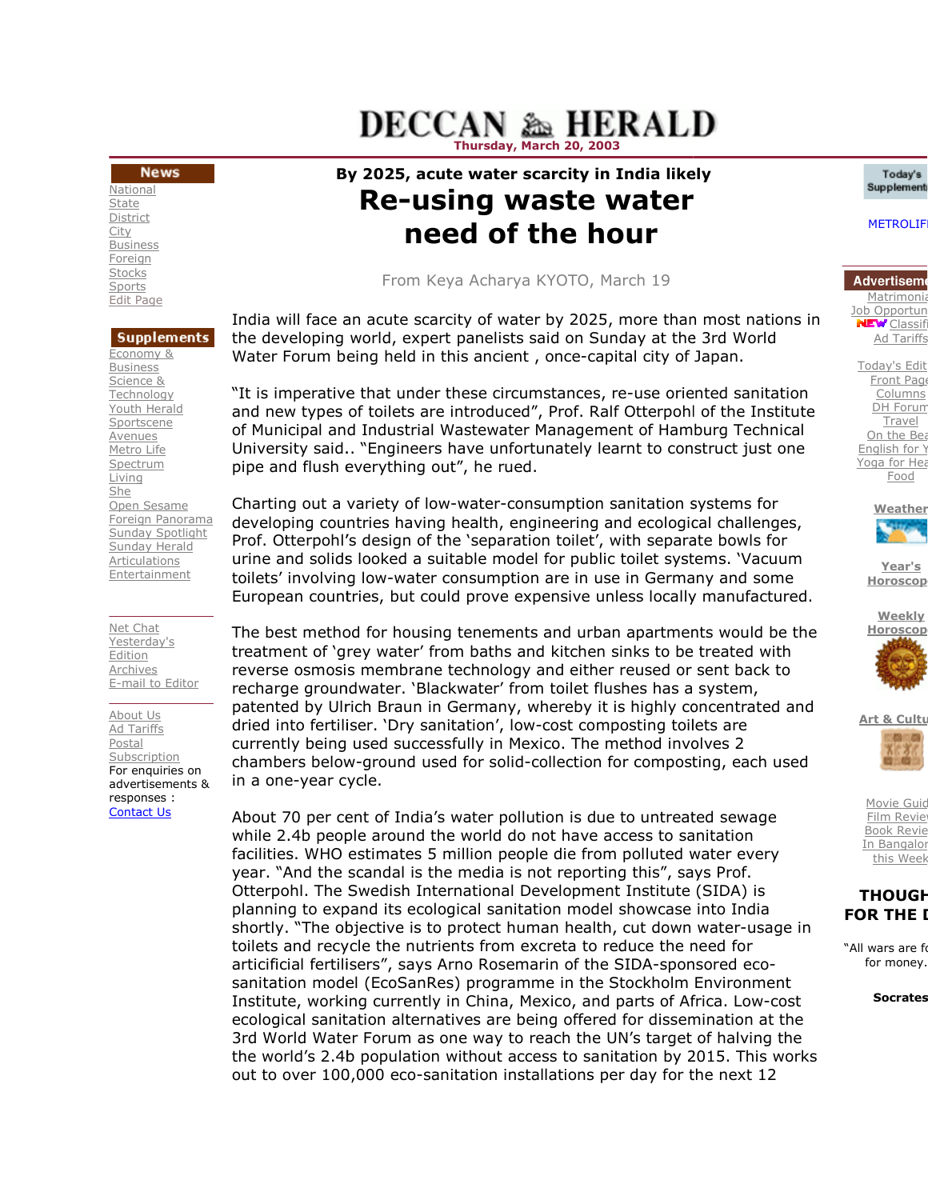# DECCAN HERALD

Thursday, March 20, 2003

### By 2025, acute water scarcity in India likely

# Re-using waste water need of the hour

From Keya Acharya KYOTO, March 19

India will face an acute scarcity of water by 2025, more than most nations in the developing world, expert panelists said on Sunday at the 3rd World Water Forum being held in this ancient , once-capital city of Japan.

"It is imperative that under these circumstances, re-use oriented sanitation and new types of toilets are introduced", Prof. Ralf Otterpohl of the Institute of Municipal and Industrial Wastewater Management of Hamburg Technical University said.. "Engineers have unfortunately learnt to construct just one pipe and flush everything out", he rued.

Charting out a variety of low-water-consumption sanitation systems for developing countries having health, engineering and ecological challenges, Prof. Otterpohl's design of the 'separation toilet', with separate bowls for urine and solids looked a suitable model for public toilet systems. 'Vacuum toilets' involving low-water consumption are in use in Germany and some European countries, but could prove expensive unless locally manufactured.

The best method for housing tenements and urban apartments would be the treatment of 'grey water' from baths and kitchen sinks to be treated with reverse osmosis membrane technology and either reused or sent back to recharge groundwater. 'Blackwater' from toilet flushes has a system, patented by Ulrich Braun in Germany, whereby it is highly concentrated and dried into fertiliser. 'Dry sanitation', low-cost composting toilets are currently being used successfully in Mexico. The method involves 2 chambers below-ground used for solid-collection for composting, each used in a one-year cycle.

About 70 per cent of India's water pollution is due to untreated sewage while 2.4b people around the world do not have access to sanitation facilities. WHO estimates 5 million people die from polluted water every year. "And the scandal is the media is not reporting this", says Prof. Otterpohl. The Swedish International Development Institute (SIDA) is planning to expand its ecological sanitation model showcase into India shortly. "The objective is to protect human health, cut down water-usage in toilets and recycle the nutrients from excreta to reduce the need for articificial fertilisers", says Arno Rosemarin of the SIDA-sponsored eco-sanitation model (EcoSanRes) programme in the Stockholm Environment Institute, working currently in China, Mexico, and parts of Africa. Low-cost ecological sanitation alternatives are being offered for dissemination at the 3rd World Water Forum as one way to reach the UN's target of halving the the world's 2.4b population without access to sanitation by 2015. This works out to over 100,000 eco-sanitation installations per day for the next 12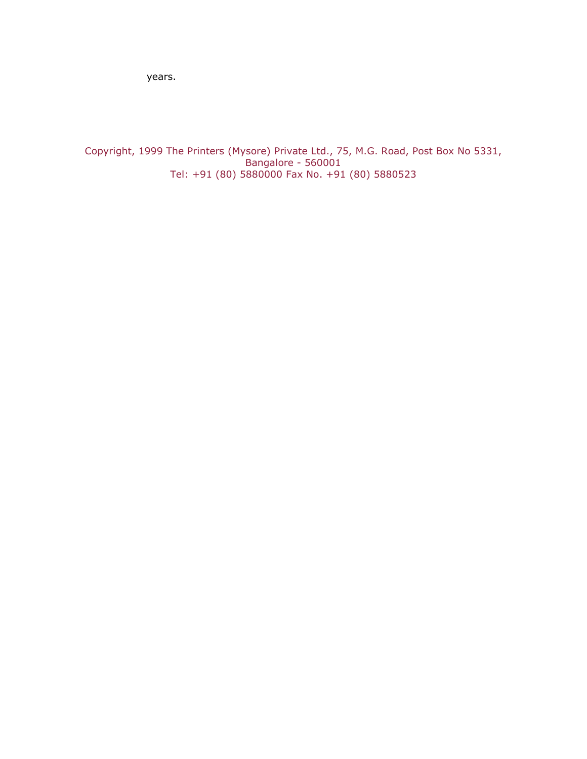years.

Copyright, 1999 The Printers (Mysore) Private Ltd., 75, M.G. Road, Post Box No 5331, Bangalore - 560001
Tel: +91 (80) 5880000 Fax No. +91 (80) 5880523